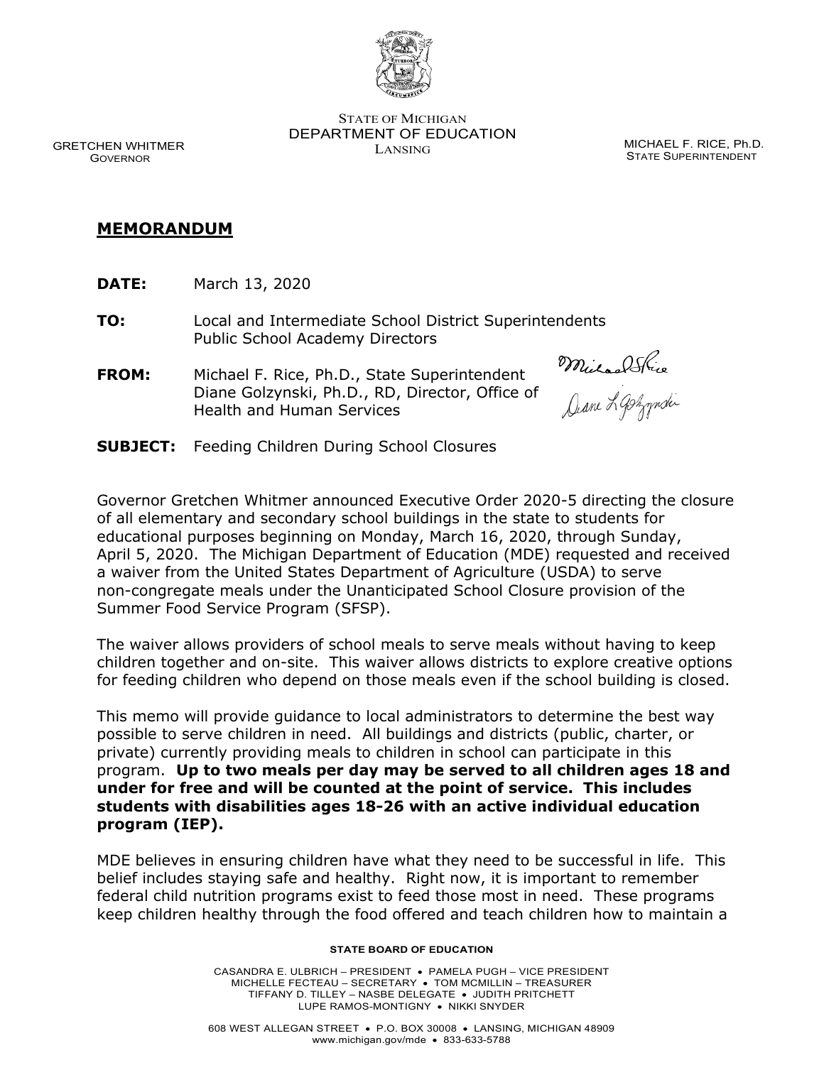STATE OF MICHIGAN
DEPARTMENT OF EDUCATION
LANSING

GRETCHEN WHITMER
GOVERNOR

MICHAEL F. RICE, Ph.D.
STATE SUPERINTENDENT

## MEMORANDUM

**DATE:** March 13, 2020

**TO:** Local and Intermediate School District Superintendents
Public School Academy Directors

**FROM:** Michael F. Rice, Ph.D., State Superintendent
Diane Golzynski, Ph.D., RD, Director, Office of Health and Human Services

**SUBJECT:** Feeding Children During School Closures

Governor Gretchen Whitmer announced Executive Order 2020-5 directing the closure of all elementary and secondary school buildings in the state to students for educational purposes beginning on Monday, March 16, 2020, through Sunday, April 5, 2020. The Michigan Department of Education (MDE) requested and received a waiver from the United States Department of Agriculture (USDA) to serve non-congregate meals under the Unanticipated School Closure provision of the Summer Food Service Program (SFSP).

The waiver allows providers of school meals to serve meals without having to keep children together and on-site. This waiver allows districts to explore creative options for feeding children who depend on those meals even if the school building is closed.

This memo will provide guidance to local administrators to determine the best way possible to serve children in need. All buildings and districts (public, charter, or private) currently providing meals to children in school can participate in this program. **Up to two meals per day may be served to all children ages 18 and under for free and will be counted at the point of service. This includes students with disabilities ages 18-26 with an active individual education program (IEP).**

MDE believes in ensuring children have what they need to be successful in life. This belief includes staying safe and healthy. Right now, it is important to remember federal child nutrition programs exist to feed those most in need. These programs keep children healthy through the food offered and teach children how to maintain a

**STATE BOARD OF EDUCATION**

CASANDRA E. ULBRICH – PRESIDENT • PAMELA PUGH – VICE PRESIDENT
MICHELLE FECTEAU – SECRETARY • TOM MCMILLIN – TREASURER
TIFFANY D. TILLEY – NASBE DELEGATE • JUDITH PRITCHETT
LUPE RAMOS-MONTIGNY • NIKKI SNYDER

608 WEST ALLEGAN STREET • P.O. BOX 30008 • LANSING, MICHIGAN 48909
www.michigan.gov/mde • 833-633-5788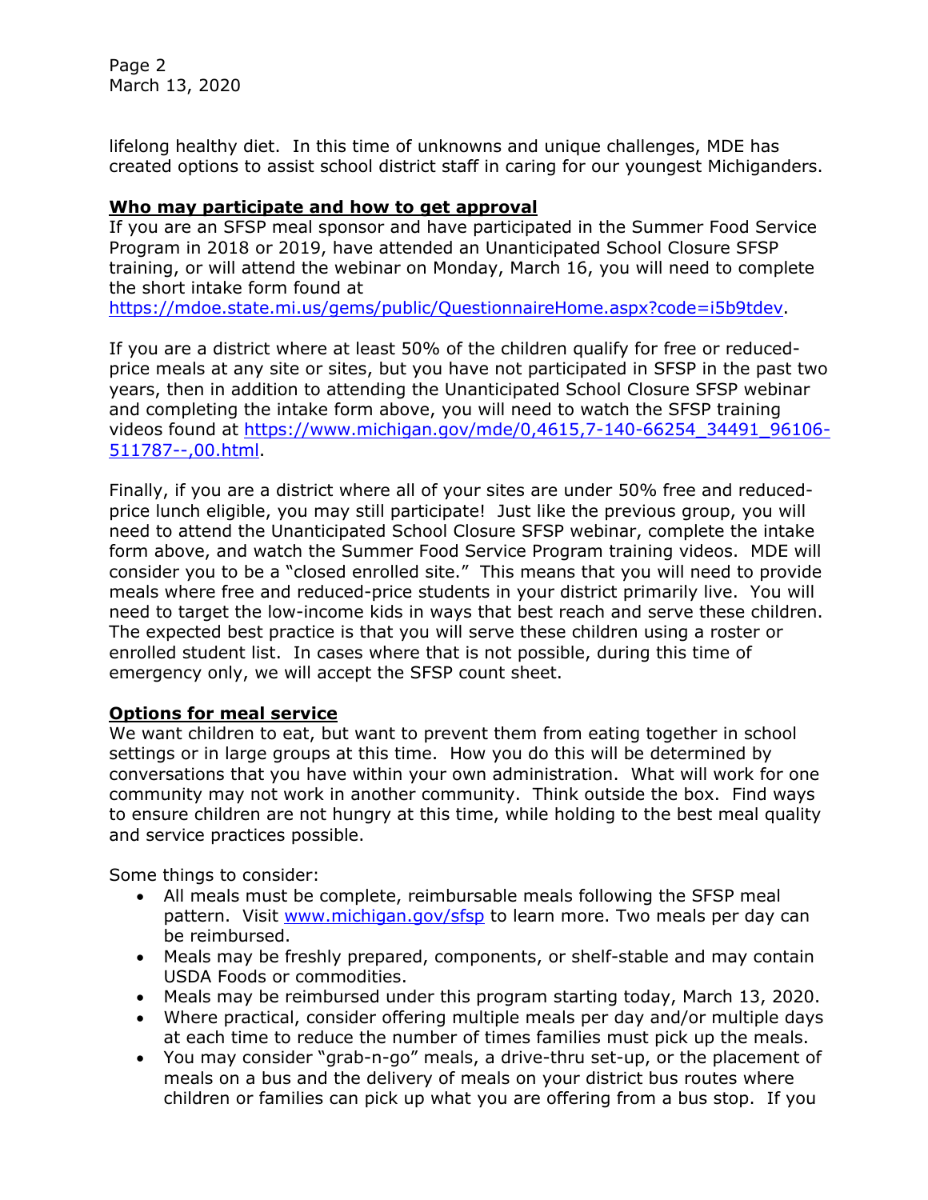lifelong healthy diet. In this time of unknowns and unique challenges, MDE has created options to assist school district staff in caring for our youngest Michiganders.

**Who may participate and how to get approval**

If you are an SFSP meal sponsor and have participated in the Summer Food Service Program in 2018 or 2019, have attended an Unanticipated School Closure SFSP training, or will attend the webinar on Monday, March 16, you will need to complete the short intake form found at https://mdoe.state.mi.us/gems/public/QuestionnaireHome.aspx?code=i5b9tdev.

If you are a district where at least 50% of the children qualify for free or reduced-price meals at any site or sites, but you have not participated in SFSP in the past two years, then in addition to attending the Unanticipated School Closure SFSP webinar and completing the intake form above, you will need to watch the SFSP training videos found at https://www.michigan.gov/mde/0,4615,7-140-66254_34491_96106-511787--,00.html.

Finally, if you are a district where all of your sites are under 50% free and reduced-price lunch eligible, you may still participate! Just like the previous group, you will need to attend the Unanticipated School Closure SFSP webinar, complete the intake form above, and watch the Summer Food Service Program training videos. MDE will consider you to be a "closed enrolled site." This means that you will need to provide meals where free and reduced-price students in your district primarily live. You will need to target the low-income kids in ways that best reach and serve these children. The expected best practice is that you will serve these children using a roster or enrolled student list. In cases where that is not possible, during this time of emergency only, we will accept the SFSP count sheet.

**Options for meal service**

We want children to eat, but want to prevent them from eating together in school settings or in large groups at this time. How you do this will be determined by conversations that you have within your own administration. What will work for one community may not work in another community. Think outside the box. Find ways to ensure children are not hungry at this time, while holding to the best meal quality and service practices possible.

Some things to consider:

- All meals must be complete, reimbursable meals following the SFSP meal pattern. Visit www.michigan.gov/sfsp to learn more. Two meals per day can be reimbursed.
- Meals may be freshly prepared, components, or shelf-stable and may contain USDA Foods or commodities.
- Meals may be reimbursed under this program starting today, March 13, 2020.
- Where practical, consider offering multiple meals per day and/or multiple days at each time to reduce the number of times families must pick up the meals.
- You may consider "grab-n-go" meals, a drive-thru set-up, or the placement of meals on a bus and the delivery of meals on your district bus routes where children or families can pick up what you are offering from a bus stop. If you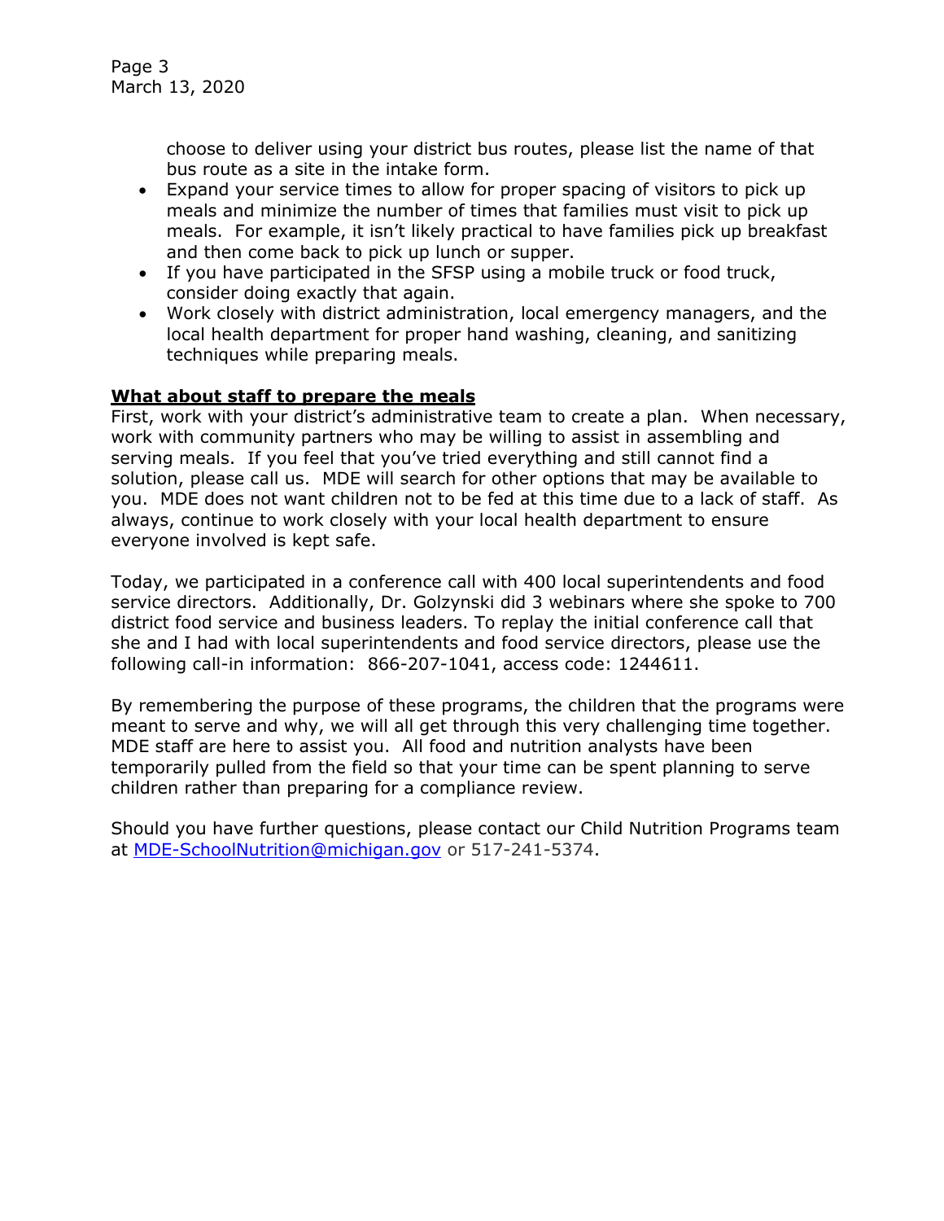choose to deliver using your district bus routes, please list the name of that bus route as a site in the intake form.

- Expand your service times to allow for proper spacing of visitors to pick up meals and minimize the number of times that families must visit to pick up meals. For example, it isn't likely practical to have families pick up breakfast and then come back to pick up lunch or supper.
- If you have participated in the SFSP using a mobile truck or food truck, consider doing exactly that again.
- Work closely with district administration, local emergency managers, and the local health department for proper hand washing, cleaning, and sanitizing techniques while preparing meals.

**What about staff to prepare the meals**

First, work with your district's administrative team to create a plan. When necessary, work with community partners who may be willing to assist in assembling and serving meals. If you feel that you've tried everything and still cannot find a solution, please call us. MDE will search for other options that may be available to you. MDE does not want children not to be fed at this time due to a lack of staff. As always, continue to work closely with your local health department to ensure everyone involved is kept safe.

Today, we participated in a conference call with 400 local superintendents and food service directors. Additionally, Dr. Golzynski did 3 webinars where she spoke to 700 district food service and business leaders. To replay the initial conference call that she and I had with local superintendents and food service directors, please use the following call-in information: 866-207-1041, access code: 1244611.

By remembering the purpose of these programs, the children that the programs were meant to serve and why, we will all get through this very challenging time together. MDE staff are here to assist you. All food and nutrition analysts have been temporarily pulled from the field so that your time can be spent planning to serve children rather than preparing for a compliance review.

Should you have further questions, please contact our Child Nutrition Programs team at MDE-SchoolNutrition@michigan.gov or 517-241-5374.